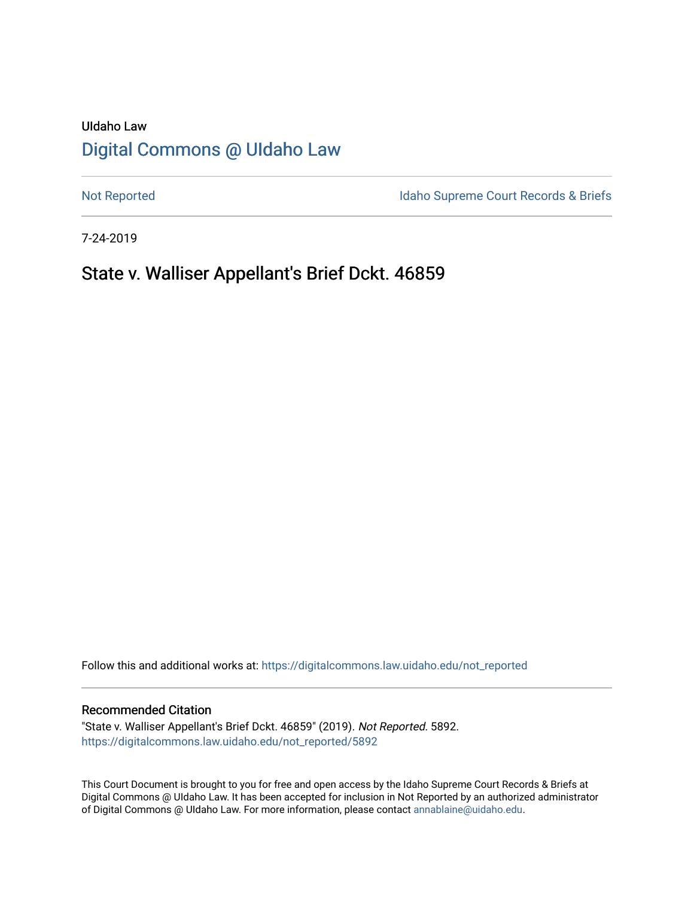UIdaho Law

# Digital Commons @ UIdaho Law

Not Reported | Idaho Supreme Court Records & Briefs

7-24-2019

## State v. Walliser Appellant's Brief Dckt. 46859

Follow this and additional works at: https://digitalcommons.law.uidaho.edu/not_reported

### Recommended Citation

"State v. Walliser Appellant's Brief Dckt. 46859" (2019). *Not Reported*. 5892.
https://digitalcommons.law.uidaho.edu/not_reported/5892

This Court Document is brought to you for free and open access by the Idaho Supreme Court Records & Briefs at Digital Commons @ UIdaho Law. It has been accepted for inclusion in Not Reported by an authorized administrator of Digital Commons @ UIdaho Law. For more information, please contact annablaine@uidaho.edu.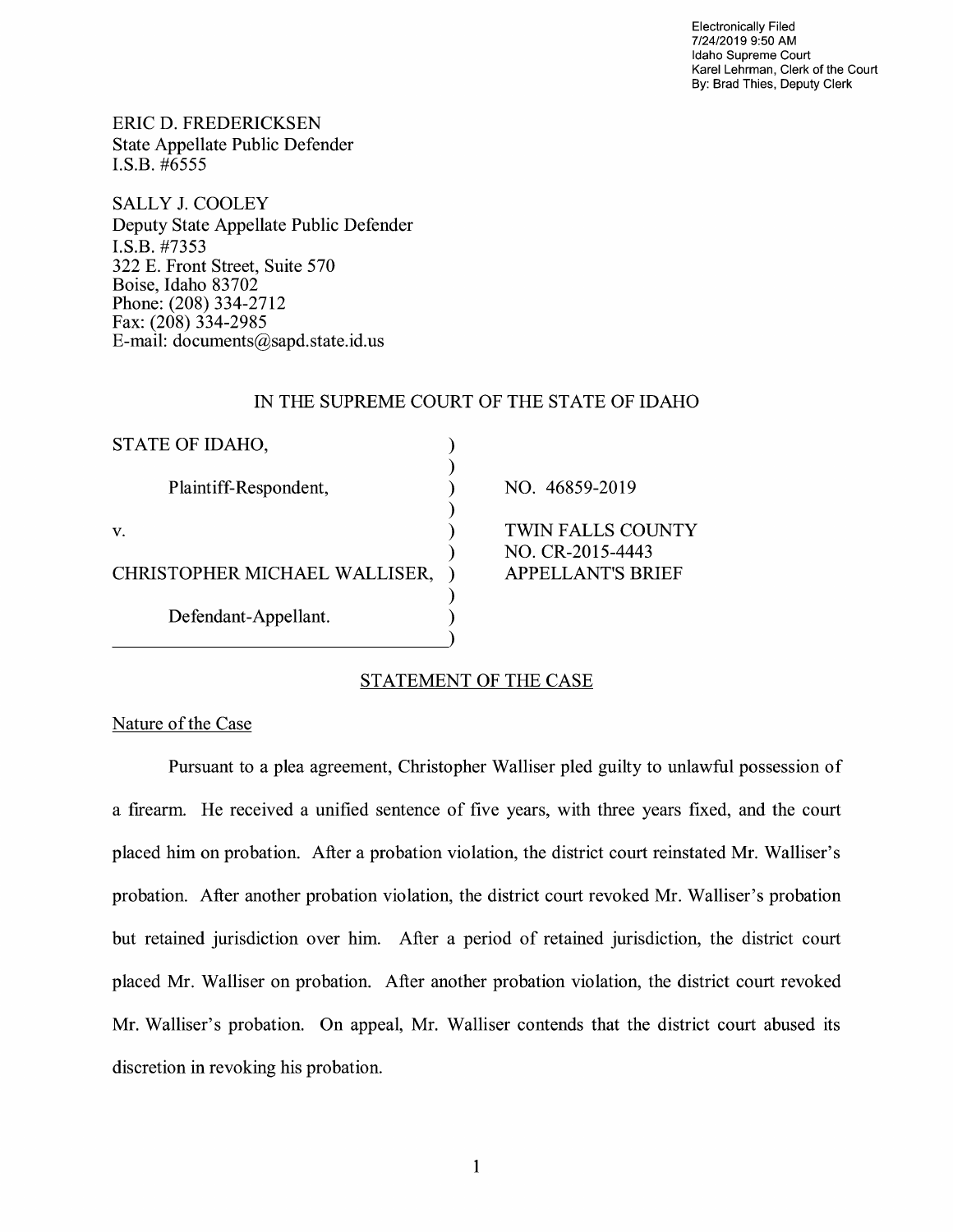Electronically Filed
7/24/2019 9:50 AM
Idaho Supreme Court
Karel Lehrman, Clerk of the Court
By: Brad Thies, Deputy Clerk

ERIC D. FREDERICKSEN
State Appellate Public Defender
I.S.B. #6555

SALLY J. COOLEY
Deputy State Appellate Public Defender
I.S.B. #7353
322 E. Front Street, Suite 570
Boise, Idaho 83702
Phone: (208) 334-2712
Fax: (208) 334-2985
E-mail: documents@sapd.state.id.us

IN THE SUPREME COURT OF THE STATE OF IDAHO

| | | |
|---|---|---|
| STATE OF IDAHO, | ) | |
| | ) | |
| Plaintiff-Respondent, | ) | NO. 46859-2019 |
| | ) | |
| v. | ) | TWIN FALLS COUNTY |
| | ) | NO. CR-2015-4443 |
| CHRISTOPHER MICHAEL WALLISER, | ) | APPELLANT'S BRIEF |
| | ) | |
| Defendant-Appellant. | ) | |

## STATEMENT OF THE CASE

### Nature of the Case

Pursuant to a plea agreement, Christopher Walliser pled guilty to unlawful possession of a firearm. He received a unified sentence of five years, with three years fixed, and the court placed him on probation. After a probation violation, the district court reinstated Mr. Walliser's probation. After another probation violation, the district court revoked Mr. Walliser's probation but retained jurisdiction over him. After a period of retained jurisdiction, the district court placed Mr. Walliser on probation. After another probation violation, the district court revoked Mr. Walliser's probation. On appeal, Mr. Walliser contends that the district court abused its discretion in revoking his probation.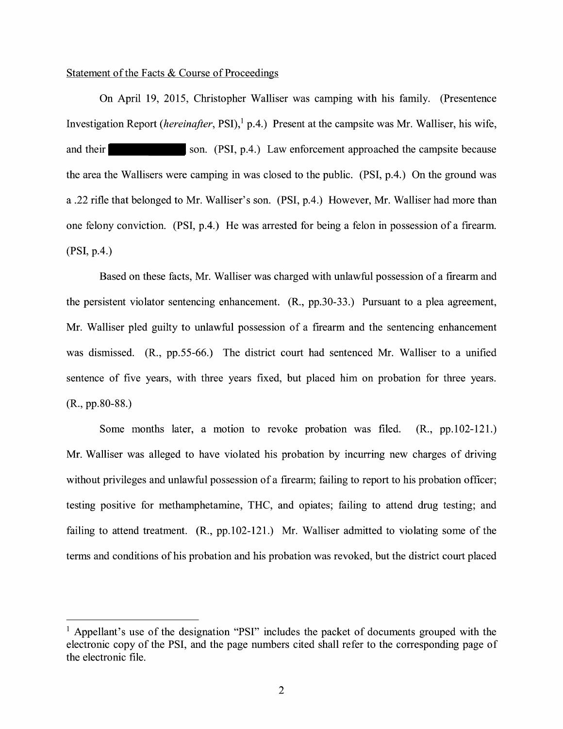Statement of the Facts & Course of Proceedings

On April 19, 2015, Christopher Walliser was camping with his family. (Presentence Investigation Report (*hereinafter*, PSI),[1] p.4.) Present at the campsite was Mr. Walliser, his wife, and their ██████████ son. (PSI, p.4.) Law enforcement approached the campsite because the area the Wallisers were camping in was closed to the public. (PSI, p.4.) On the ground was a .22 rifle that belonged to Mr. Walliser's son. (PSI, p.4.) However, Mr. Walliser had more than one felony conviction. (PSI, p.4.) He was arrested for being a felon in possession of a firearm. (PSI, p.4.)

Based on these facts, Mr. Walliser was charged with unlawful possession of a firearm and the persistent violator sentencing enhancement. (R., pp.30-33.) Pursuant to a plea agreement, Mr. Walliser pled guilty to unlawful possession of a firearm and the sentencing enhancement was dismissed. (R., pp.55-66.) The district court had sentenced Mr. Walliser to a unified sentence of five years, with three years fixed, but placed him on probation for three years. (R., pp.80-88.)

Some months later, a motion to revoke probation was filed. (R., pp.102-121.) Mr. Walliser was alleged to have violated his probation by incurring new charges of driving without privileges and unlawful possession of a firearm; failing to report to his probation officer; testing positive for methamphetamine, THC, and opiates; failing to attend drug testing; and failing to attend treatment. (R., pp.102-121.) Mr. Walliser admitted to violating some of the terms and conditions of his probation and his probation was revoked, but the district court placed

---

[1] Appellant's use of the designation "PSI" includes the packet of documents grouped with the electronic copy of the PSI, and the page numbers cited shall refer to the corresponding page of the electronic file.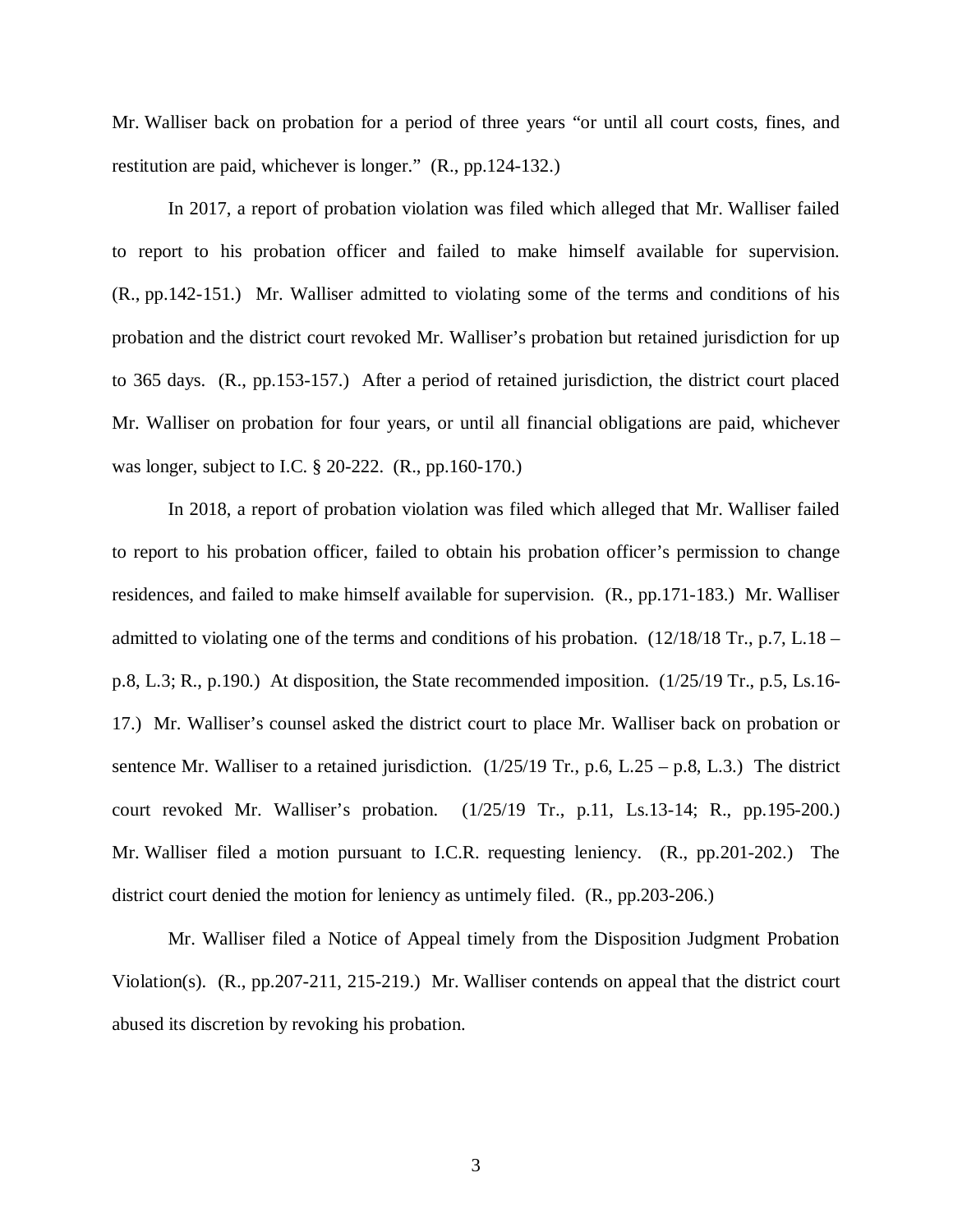Mr. Walliser back on probation for a period of three years "or until all court costs, fines, and restitution are paid, whichever is longer." (R., pp.124-132.)

In 2017, a report of probation violation was filed which alleged that Mr. Walliser failed to report to his probation officer and failed to make himself available for supervision. (R., pp.142-151.) Mr. Walliser admitted to violating some of the terms and conditions of his probation and the district court revoked Mr. Walliser's probation but retained jurisdiction for up to 365 days. (R., pp.153-157.) After a period of retained jurisdiction, the district court placed Mr. Walliser on probation for four years, or until all financial obligations are paid, whichever was longer, subject to I.C. § 20-222. (R., pp.160-170.)

In 2018, a report of probation violation was filed which alleged that Mr. Walliser failed to report to his probation officer, failed to obtain his probation officer's permission to change residences, and failed to make himself available for supervision. (R., pp.171-183.) Mr. Walliser admitted to violating one of the terms and conditions of his probation. (12/18/18 Tr., p.7, L.18 – p.8, L.3; R., p.190.) At disposition, the State recommended imposition. (1/25/19 Tr., p.5, Ls.16-17.) Mr. Walliser's counsel asked the district court to place Mr. Walliser back on probation or sentence Mr. Walliser to a retained jurisdiction. (1/25/19 Tr., p.6, L.25 – p.8, L.3.) The district court revoked Mr. Walliser's probation. (1/25/19 Tr., p.11, Ls.13-14; R., pp.195-200.) Mr. Walliser filed a motion pursuant to I.C.R. requesting leniency. (R., pp.201-202.) The district court denied the motion for leniency as untimely filed. (R., pp.203-206.)

Mr. Walliser filed a Notice of Appeal timely from the Disposition Judgment Probation Violation(s). (R., pp.207-211, 215-219.) Mr. Walliser contends on appeal that the district court abused its discretion by revoking his probation.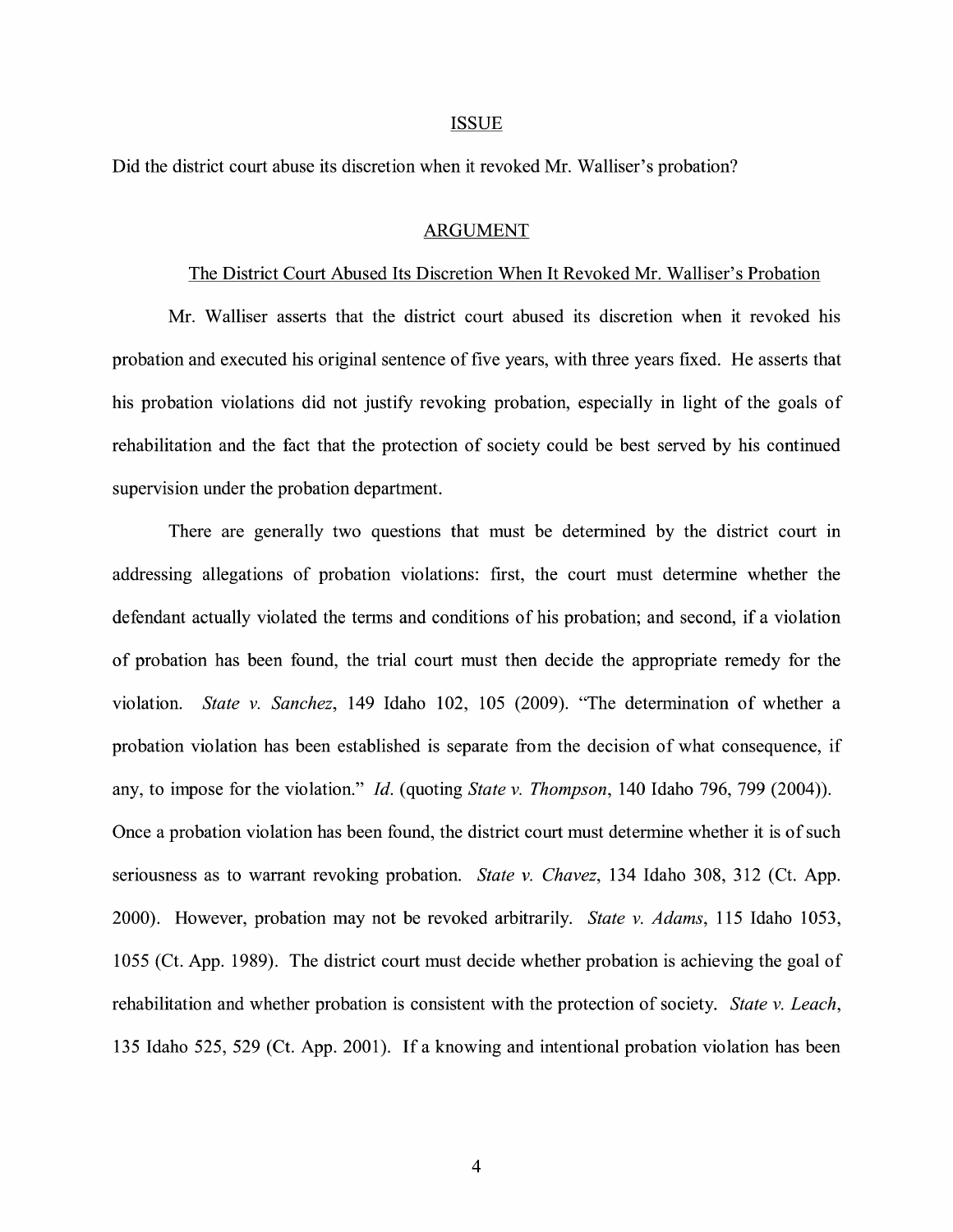## ISSUE

Did the district court abuse its discretion when it revoked Mr. Walliser's probation?

## ARGUMENT

### The District Court Abused Its Discretion When It Revoked Mr. Walliser's Probation

Mr. Walliser asserts that the district court abused its discretion when it revoked his probation and executed his original sentence of five years, with three years fixed. He asserts that his probation violations did not justify revoking probation, especially in light of the goals of rehabilitation and the fact that the protection of society could be best served by his continued supervision under the probation department.

There are generally two questions that must be determined by the district court in addressing allegations of probation violations: first, the court must determine whether the defendant actually violated the terms and conditions of his probation; and second, if a violation of probation has been found, the trial court must then decide the appropriate remedy for the violation. *State v. Sanchez*, 149 Idaho 102, 105 (2009). "The determination of whether a probation violation has been established is separate from the decision of what consequence, if any, to impose for the violation." *Id.* (quoting *State v. Thompson*, 140 Idaho 796, 799 (2004)). Once a probation violation has been found, the district court must determine whether it is of such seriousness as to warrant revoking probation. *State v. Chavez*, 134 Idaho 308, 312 (Ct. App. 2000). However, probation may not be revoked arbitrarily. *State v. Adams*, 115 Idaho 1053, 1055 (Ct. App. 1989). The district court must decide whether probation is achieving the goal of rehabilitation and whether probation is consistent with the protection of society. *State v. Leach*, 135 Idaho 525, 529 (Ct. App. 2001). If a knowing and intentional probation violation has been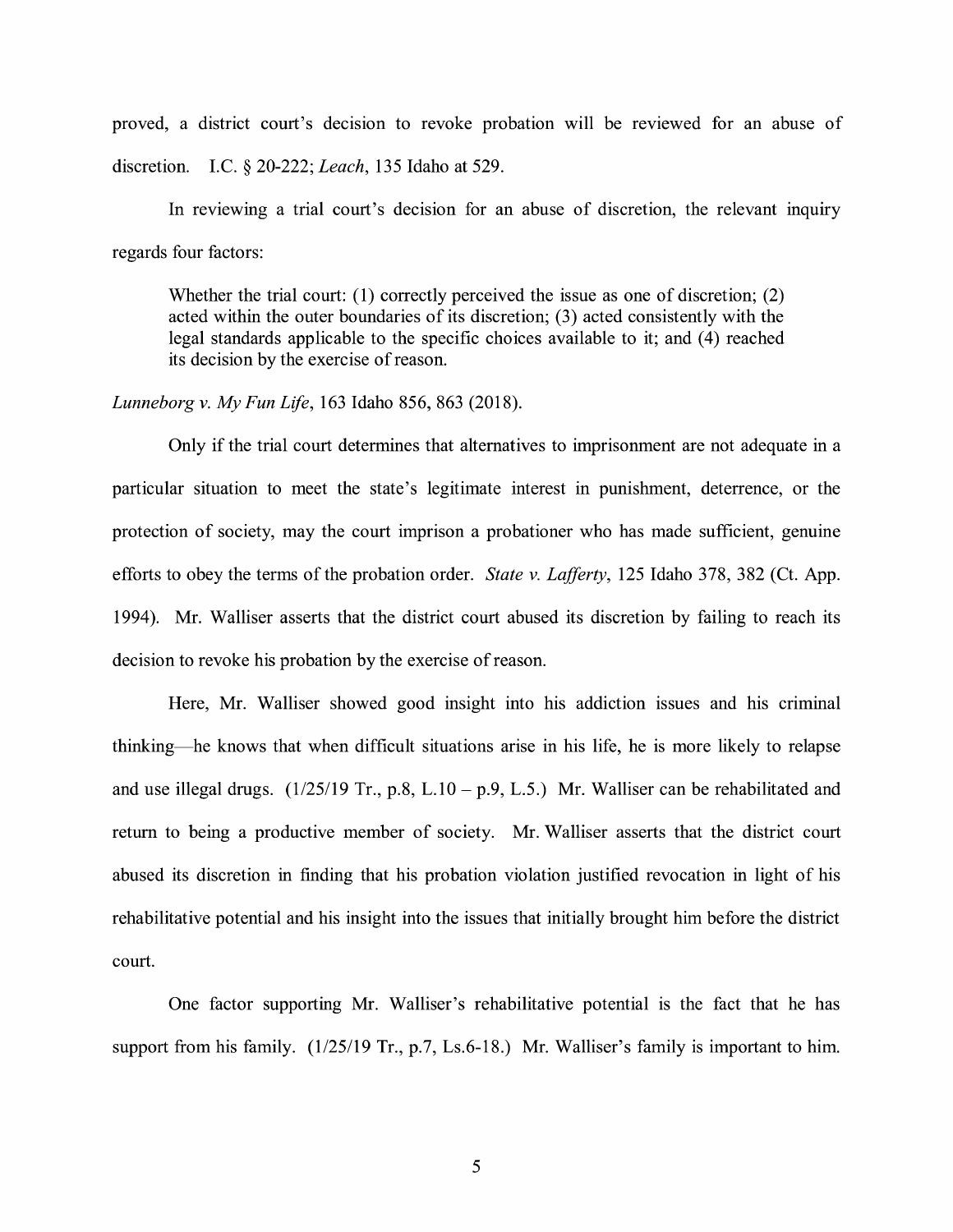proved, a district court's decision to revoke probation will be reviewed for an abuse of discretion. I.C. § 20-222; *Leach*, 135 Idaho at 529.

In reviewing a trial court's decision for an abuse of discretion, the relevant inquiry regards four factors:

> Whether the trial court: (1) correctly perceived the issue as one of discretion; (2) acted within the outer boundaries of its discretion; (3) acted consistently with the legal standards applicable to the specific choices available to it; and (4) reached its decision by the exercise of reason.

*Lunneborg v. My Fun Life*, 163 Idaho 856, 863 (2018).

Only if the trial court determines that alternatives to imprisonment are not adequate in a particular situation to meet the state's legitimate interest in punishment, deterrence, or the protection of society, may the court imprison a probationer who has made sufficient, genuine efforts to obey the terms of the probation order. *State v. Lafferty*, 125 Idaho 378, 382 (Ct. App. 1994). Mr. Walliser asserts that the district court abused its discretion by failing to reach its decision to revoke his probation by the exercise of reason.

Here, Mr. Walliser showed good insight into his addiction issues and his criminal thinking—he knows that when difficult situations arise in his life, he is more likely to relapse and use illegal drugs. (1/25/19 Tr., p.8, L.10 – p.9, L.5.) Mr. Walliser can be rehabilitated and return to being a productive member of society. Mr. Walliser asserts that the district court abused its discretion in finding that his probation violation justified revocation in light of his rehabilitative potential and his insight into the issues that initially brought him before the district court.

One factor supporting Mr. Walliser's rehabilitative potential is the fact that he has support from his family. (1/25/19 Tr., p.7, Ls.6-18.) Mr. Walliser's family is important to him.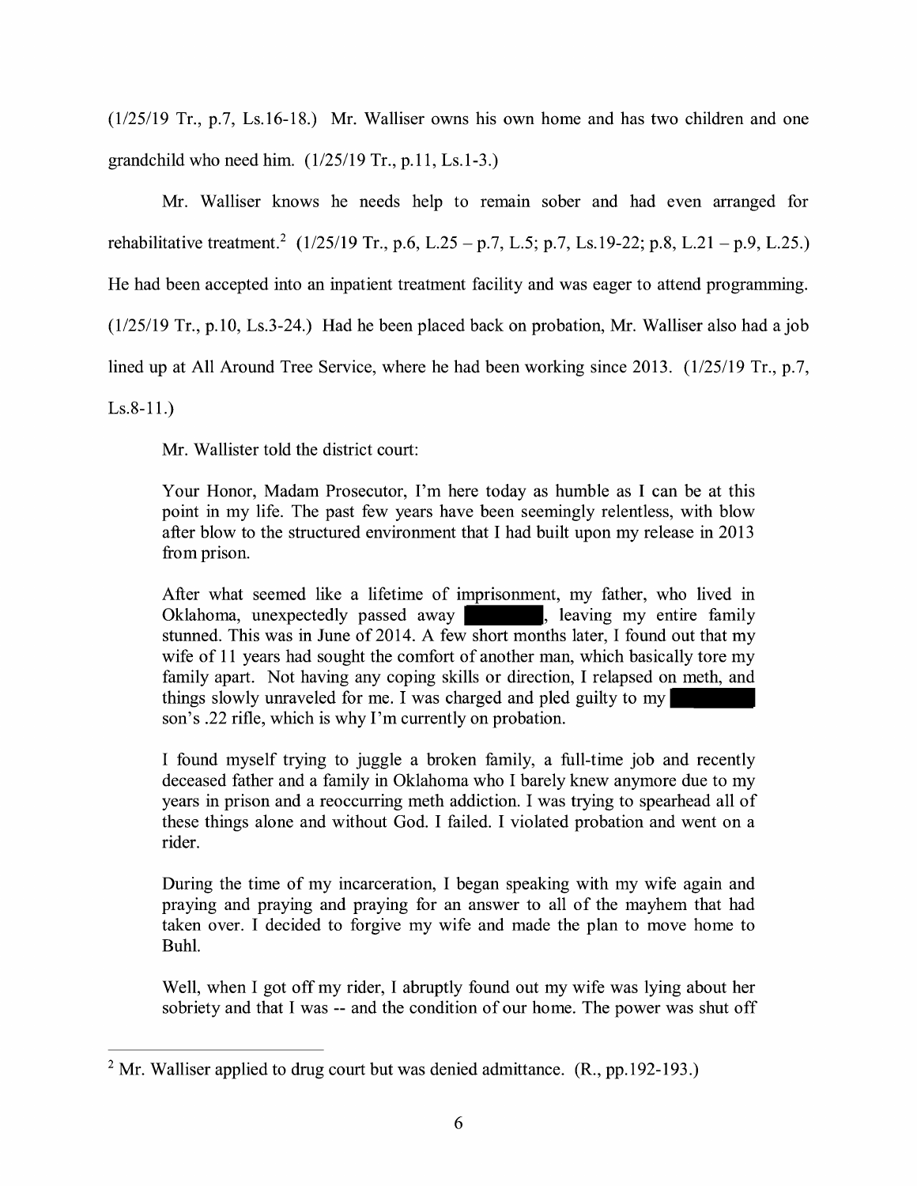(1/25/19 Tr., p.7, Ls.16-18.) Mr. Walliser owns his own home and has two children and one grandchild who need him. (1/25/19 Tr., p.11, Ls.1-3.)

Mr. Walliser knows he needs help to remain sober and had even arranged for rehabilitative treatment.[2] (1/25/19 Tr., p.6, L.25 – p.7, L.5; p.7, Ls.19-22; p.8, L.21 – p.9, L.25.) He had been accepted into an inpatient treatment facility and was eager to attend programming. (1/25/19 Tr., p.10, Ls.3-24.) Had he been placed back on probation, Mr. Walliser also had a job lined up at All Around Tree Service, where he had been working since 2013. (1/25/19 Tr., p.7, Ls.8-11.)

Mr. Wallister told the district court:

> Your Honor, Madam Prosecutor, I'm here today as humble as I can be at this point in my life. The past few years have been seemingly relentless, with blow after blow to the structured environment that I had built upon my release in 2013 from prison.
>
> After what seemed like a lifetime of imprisonment, my father, who lived in Oklahoma, unexpectedly passed away [REDACTED], leaving my entire family stunned. This was in June of 2014. A few short months later, I found out that my wife of 11 years had sought the comfort of another man, which basically tore my family apart. Not having any coping skills or direction, I relapsed on meth, and things slowly unraveled for me. I was charged and pled guilty to my [REDACTED] son's .22 rifle, which is why I'm currently on probation.
>
> I found myself trying to juggle a broken family, a full-time job and recently deceased father and a family in Oklahoma who I barely knew anymore due to my years in prison and a reoccurring meth addiction. I was trying to spearhead all of these things alone and without God. I failed. I violated probation and went on a rider.
>
> During the time of my incarceration, I began speaking with my wife again and praying and praying and praying for an answer to all of the mayhem that had taken over. I decided to forgive my wife and made the plan to move home to Buhl.
>
> Well, when I got off my rider, I abruptly found out my wife was lying about her sobriety and that I was -- and the condition of our home. The power was shut off

---

[2] Mr. Walliser applied to drug court but was denied admittance. (R., pp.192-193.)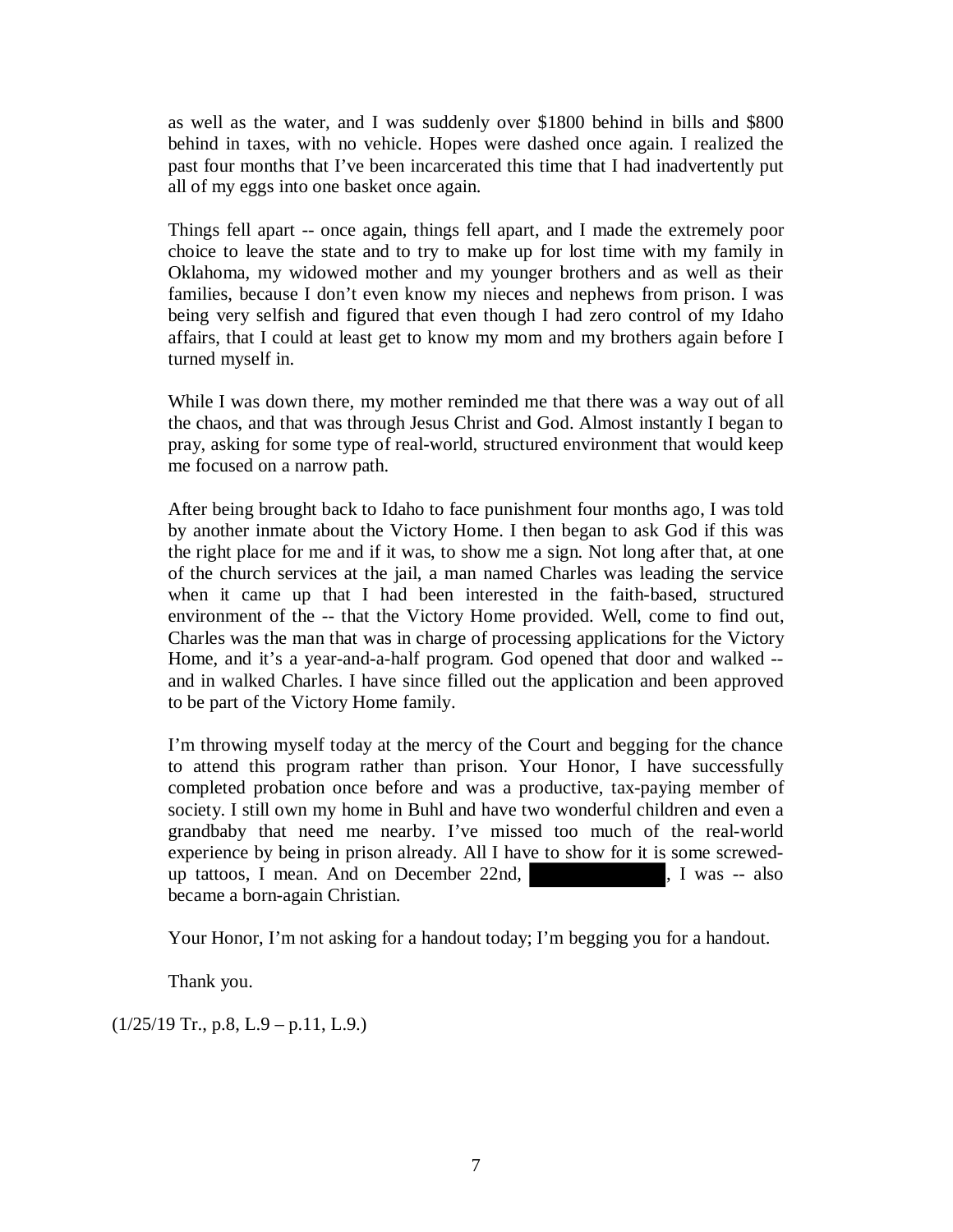as well as the water, and I was suddenly over $1800 behind in bills and $800 behind in taxes, with no vehicle. Hopes were dashed once again. I realized the past four months that I've been incarcerated this time that I had inadvertently put all of my eggs into one basket once again.

Things fell apart -- once again, things fell apart, and I made the extremely poor choice to leave the state and to try to make up for lost time with my family in Oklahoma, my widowed mother and my younger brothers and as well as their families, because I don't even know my nieces and nephews from prison. I was being very selfish and figured that even though I had zero control of my Idaho affairs, that I could at least get to know my mom and my brothers again before I turned myself in.

While I was down there, my mother reminded me that there was a way out of all the chaos, and that was through Jesus Christ and God. Almost instantly I began to pray, asking for some type of real-world, structured environment that would keep me focused on a narrow path.

After being brought back to Idaho to face punishment four months ago, I was told by another inmate about the Victory Home. I then began to ask God if this was the right place for me and if it was, to show me a sign. Not long after that, at one of the church services at the jail, a man named Charles was leading the service when it came up that I had been interested in the faith-based, structured environment of the -- that the Victory Home provided. Well, come to find out, Charles was the man that was in charge of processing applications for the Victory Home, and it's a year-and-a-half program. God opened that door and walked -- and in walked Charles. I have since filled out the application and been approved to be part of the Victory Home family.

I'm throwing myself today at the mercy of the Court and begging for the chance to attend this program rather than prison. Your Honor, I have successfully completed probation once before and was a productive, tax-paying member of society. I still own my home in Buhl and have two wonderful children and even a grandbaby that need me nearby. I've missed too much of the real-world experience by being in prison already. All I have to show for it is some screwed-up tattoos, I mean. And on December 22nd, [REDACTED], I was -- also became a born-again Christian.

Your Honor, I'm not asking for a handout today; I'm begging you for a handout.

Thank you.

(1/25/19 Tr., p.8, L.9 – p.11, L.9.)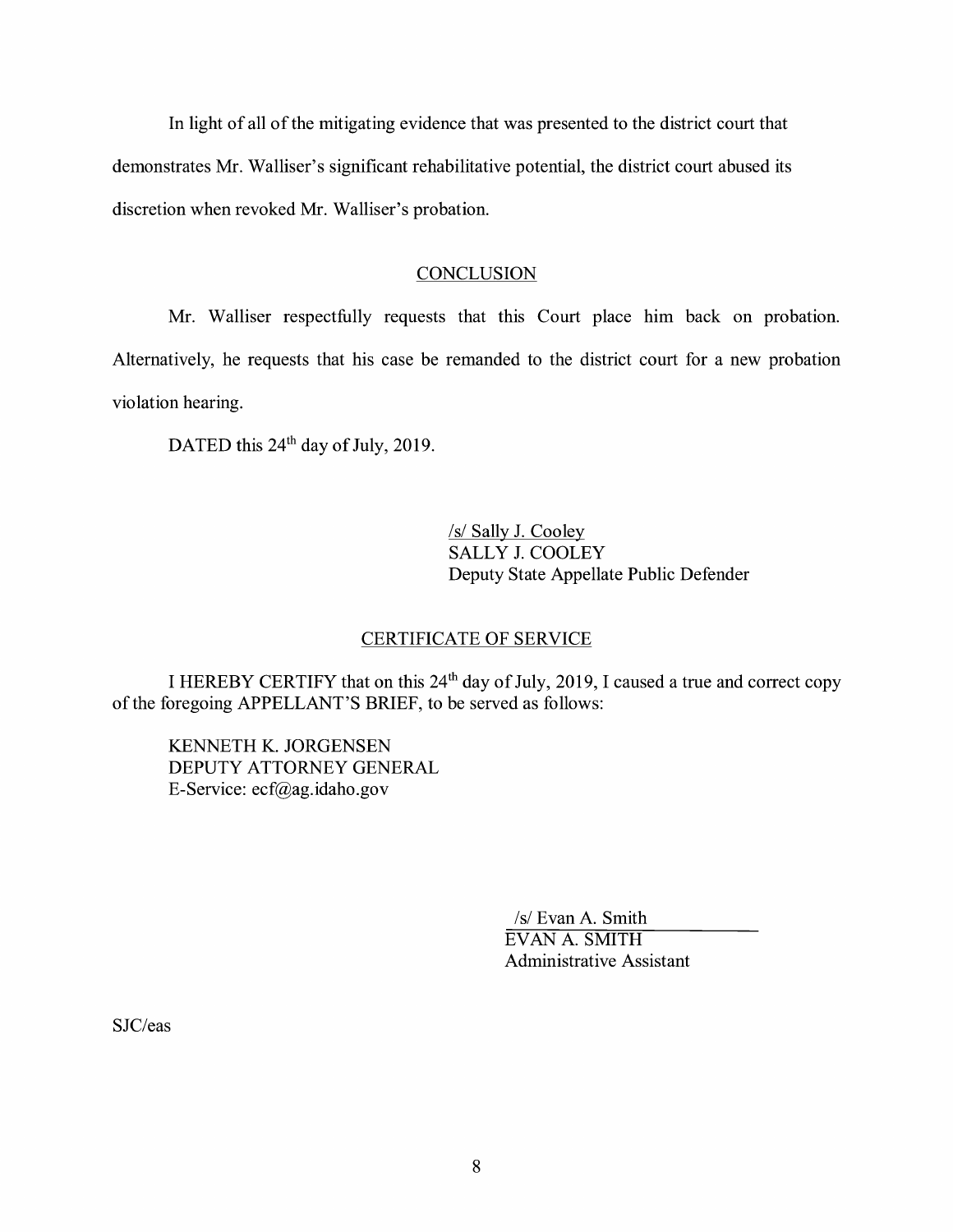In light of all of the mitigating evidence that was presented to the district court that demonstrates Mr. Walliser's significant rehabilitative potential, the district court abused its discretion when revoked Mr. Walliser's probation.

## CONCLUSION

Mr. Walliser respectfully requests that this Court place him back on probation. Alternatively, he requests that his case be remanded to the district court for a new probation violation hearing.

DATED this 24th day of July, 2019.

/s/ Sally J. Cooley
SALLY J. COOLEY
Deputy State Appellate Public Defender

## CERTIFICATE OF SERVICE

I HEREBY CERTIFY that on this 24th day of July, 2019, I caused a true and correct copy of the foregoing APPELLANT'S BRIEF, to be served as follows:

KENNETH K. JORGENSEN
DEPUTY ATTORNEY GENERAL
E-Service: ecf@ag.idaho.gov

/s/ Evan A. Smith
EVAN A. SMITH
Administrative Assistant

SJC/eas